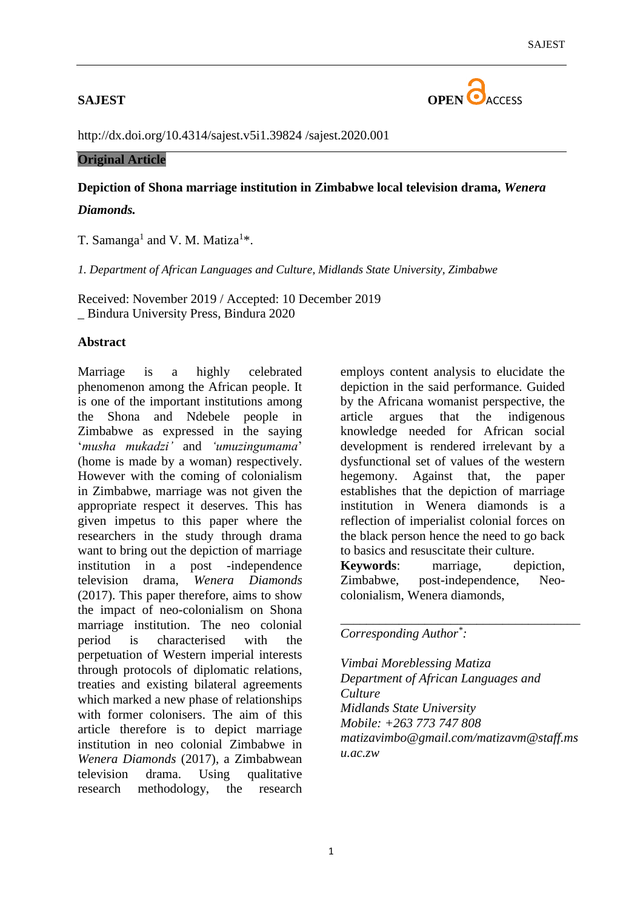**SAJEST**

OPEN ACCESS

http://dx.doi.org/10.4314/sajest.v5i1.39824 /sajest.2020.001

**Original Article**

# Depiction of Shona marriage institution in Zimbabwe local television drama, *Wenera Diamonds.*

T. Samanga[1] and V. M. Matiza[1]*.

*1. Department of African Languages and Culture, Midlands State University, Zimbabwe*

Received: November 2019 / Accepted: 10 December 2019
_ Bindura University Press, Bindura 2020

## Abstract

Marriage is a highly celebrated phenomenon among the African people. It is one of the important institutions among the Shona and Ndebele people in Zimbabwe as expressed in the saying '*musha mukadzi'* and *'umuzingumama*' (home is made by a woman) respectively. However with the coming of colonialism in Zimbabwe, marriage was not given the appropriate respect it deserves. This has given impetus to this paper where the researchers in the study through drama want to bring out the depiction of marriage institution in a post -independence television drama, *Wenera Diamonds* (2017). This paper therefore, aims to show the impact of neo-colonialism on Shona marriage institution. The neo colonial period is characterised with the perpetuation of Western imperial interests through protocols of diplomatic relations, treaties and existing bilateral agreements which marked a new phase of relationships with former colonisers. The aim of this article therefore is to depict marriage institution in neo colonial Zimbabwe in *Wenera Diamonds* (2017), a Zimbabwean television drama. Using qualitative research methodology, the research employs content analysis to elucidate the depiction in the said performance. Guided by the Africana womanist perspective, the article argues that the indigenous knowledge needed for African social development is rendered irrelevant by a dysfunctional set of values of the western hegemony. Against that, the paper establishes that the depiction of marriage institution in Wenera diamonds is a reflection of imperialist colonial forces on the black person hence the need to go back to basics and resuscitate their culture.

**Keywords**: marriage, depiction, Zimbabwe, post-independence, Neo-colonialism, Wenera diamonds,

---

*Corresponding Author*:*

*Vimbai Moreblessing Matiza*
*Department of African Languages and Culture*
*Midlands State University*
*Mobile: +263 773 747 808*
*matizavimbo@gmail.com/matizavm@staff.msu.ac.zw*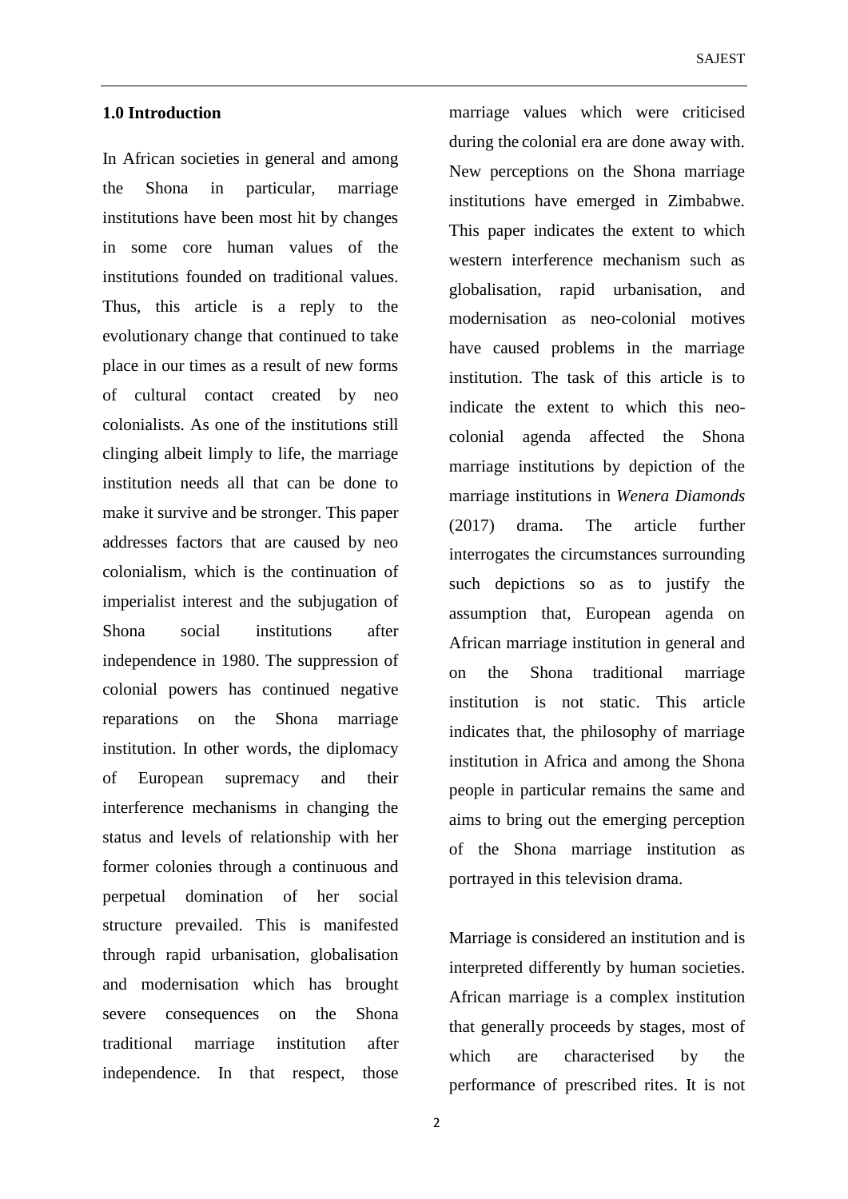## 1.0 Introduction

In African societies in general and among the Shona in particular, marriage institutions have been most hit by changes in some core human values of the institutions founded on traditional values. Thus, this article is a reply to the evolutionary change that continued to take place in our times as a result of new forms of cultural contact created by neo colonialists. As one of the institutions still clinging albeit limply to life, the marriage institution needs all that can be done to make it survive and be stronger. This paper addresses factors that are caused by neo colonialism, which is the continuation of imperialist interest and the subjugation of Shona social institutions after independence in 1980. The suppression of colonial powers has continued negative reparations on the Shona marriage institution. In other words, the diplomacy of European supremacy and their interference mechanisms in changing the status and levels of relationship with her former colonies through a continuous and perpetual domination of her social structure prevailed. This is manifested through rapid urbanisation, globalisation and modernisation which has brought severe consequences on the Shona traditional marriage institution after independence. In that respect, those marriage values which were criticised during the colonial era are done away with. New perceptions on the Shona marriage institutions have emerged in Zimbabwe. This paper indicates the extent to which western interference mechanism such as globalisation, rapid urbanisation, and modernisation as neo-colonial motives have caused problems in the marriage institution. The task of this article is to indicate the extent to which this neo-colonial agenda affected the Shona marriage institutions by depiction of the marriage institutions in *Wenera Diamonds* (2017) drama. The article further interrogates the circumstances surrounding such depictions so as to justify the assumption that, European agenda on African marriage institution in general and on the Shona traditional marriage institution is not static. This article indicates that, the philosophy of marriage institution in Africa and among the Shona people in particular remains the same and aims to bring out the emerging perception of the Shona marriage institution as portrayed in this television drama.

Marriage is considered an institution and is interpreted differently by human societies. African marriage is a complex institution that generally proceeds by stages, most of which are characterised by the performance of prescribed rites. It is not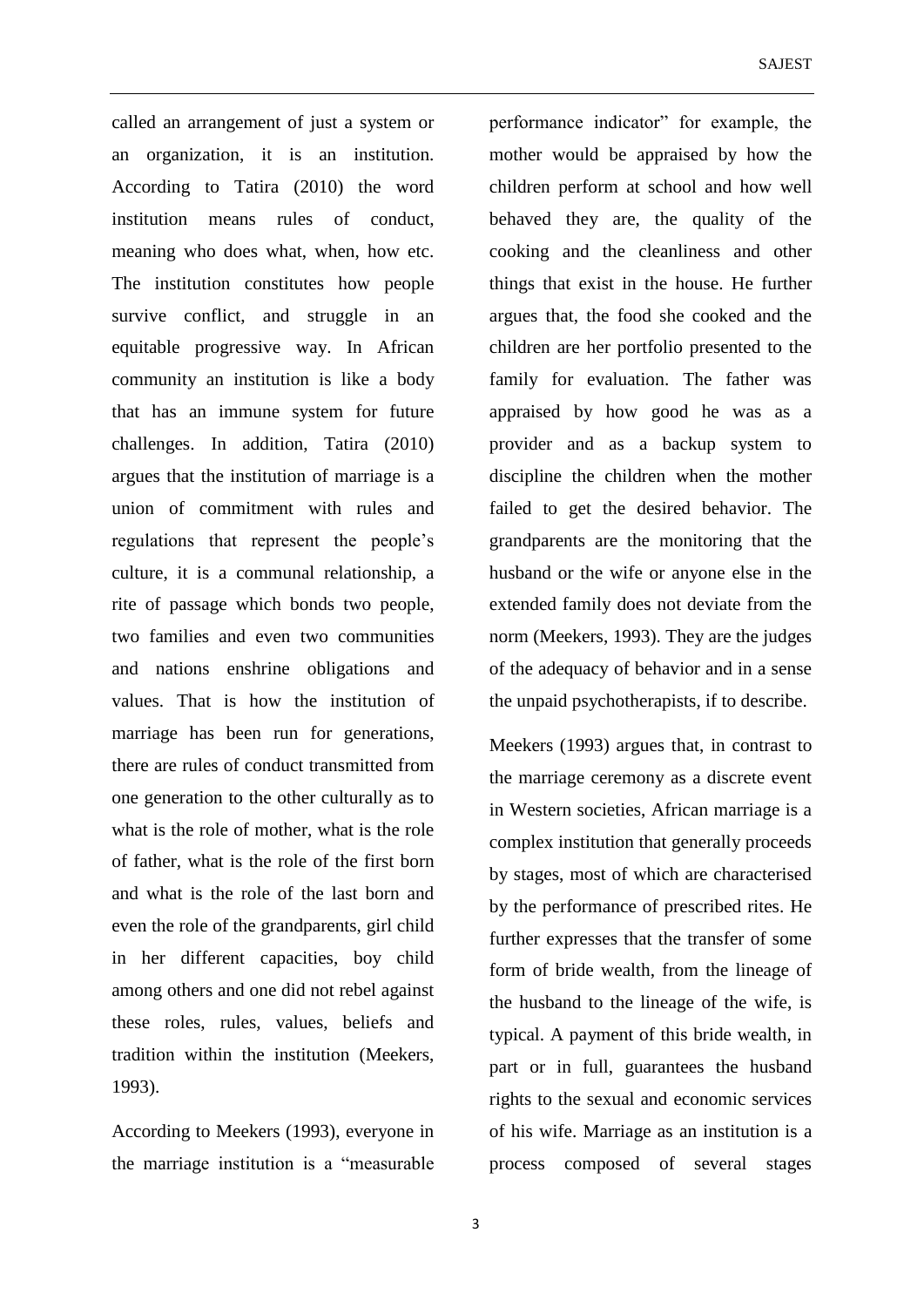called an arrangement of just a system or an organization, it is an institution. According to Tatira (2010) the word institution means rules of conduct, meaning who does what, when, how etc. The institution constitutes how people survive conflict, and struggle in an equitable progressive way. In African community an institution is like a body that has an immune system for future challenges. In addition, Tatira (2010) argues that the institution of marriage is a union of commitment with rules and regulations that represent the people's culture, it is a communal relationship, a rite of passage which bonds two people, two families and even two communities and nations enshrine obligations and values. That is how the institution of marriage has been run for generations, there are rules of conduct transmitted from one generation to the other culturally as to what is the role of mother, what is the role of father, what is the role of the first born and what is the role of the last born and even the role of the grandparents, girl child in her different capacities, boy child among others and one did not rebel against these roles, rules, values, beliefs and tradition within the institution (Meekers, 1993).

According to Meekers (1993), everyone in the marriage institution is a "measurable performance indicator" for example, the mother would be appraised by how the children perform at school and how well behaved they are, the quality of the cooking and the cleanliness and other things that exist in the house. He further argues that, the food she cooked and the children are her portfolio presented to the family for evaluation. The father was appraised by how good he was as a provider and as a backup system to discipline the children when the mother failed to get the desired behavior. The grandparents are the monitoring that the husband or the wife or anyone else in the extended family does not deviate from the norm (Meekers, 1993). They are the judges of the adequacy of behavior and in a sense the unpaid psychotherapists, if to describe.

Meekers (1993) argues that, in contrast to the marriage ceremony as a discrete event in Western societies, African marriage is a complex institution that generally proceeds by stages, most of which are characterised by the performance of prescribed rites. He further expresses that the transfer of some form of bride wealth, from the lineage of the husband to the lineage of the wife, is typical. A payment of this bride wealth, in part or in full, guarantees the husband rights to the sexual and economic services of his wife. Marriage as an institution is a process composed of several stages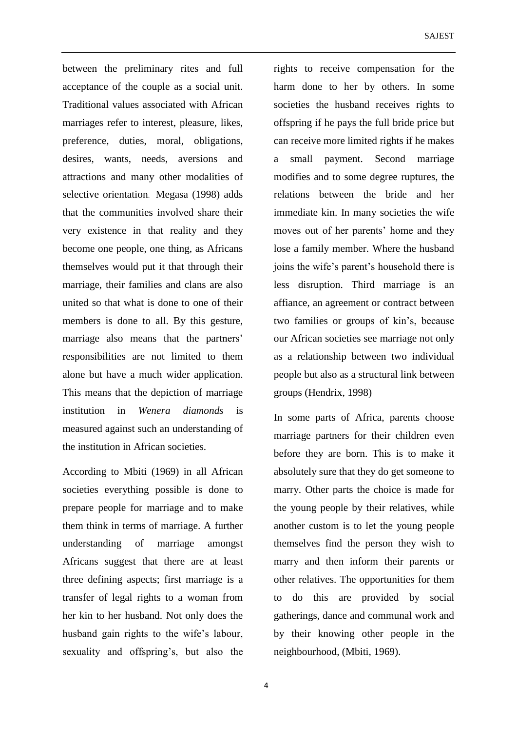between the preliminary rites and full acceptance of the couple as a social unit. Traditional values associated with African marriages refer to interest, pleasure, likes, preference, duties, moral, obligations, desires, wants, needs, aversions and attractions and many other modalities of selective orientation. Megasa (1998) adds that the communities involved share their very existence in that reality and they become one people, one thing, as Africans themselves would put it that through their marriage, their families and clans are also united so that what is done to one of their members is done to all. By this gesture, marriage also means that the partners' responsibilities are not limited to them alone but have a much wider application. This means that the depiction of marriage institution in *Wenera diamonds* is measured against such an understanding of the institution in African societies.

According to Mbiti (1969) in all African societies everything possible is done to prepare people for marriage and to make them think in terms of marriage. A further understanding of marriage amongst Africans suggest that there are at least three defining aspects; first marriage is a transfer of legal rights to a woman from her kin to her husband. Not only does the husband gain rights to the wife's labour, sexuality and offspring's, but also the rights to receive compensation for the harm done to her by others. In some societies the husband receives rights to offspring if he pays the full bride price but can receive more limited rights if he makes a small payment. Second marriage modifies and to some degree ruptures, the relations between the bride and her immediate kin. In many societies the wife moves out of her parents' home and they lose a family member. Where the husband joins the wife's parent's household there is less disruption. Third marriage is an affiance, an agreement or contract between two families or groups of kin's, because our African societies see marriage not only as a relationship between two individual people but also as a structural link between groups (Hendrix, 1998)

In some parts of Africa, parents choose marriage partners for their children even before they are born. This is to make it absolutely sure that they do get someone to marry. Other parts the choice is made for the young people by their relatives, while another custom is to let the young people themselves find the person they wish to marry and then inform their parents or other relatives. The opportunities for them to do this are provided by social gatherings, dance and communal work and by their knowing other people in the neighbourhood, (Mbiti, 1969).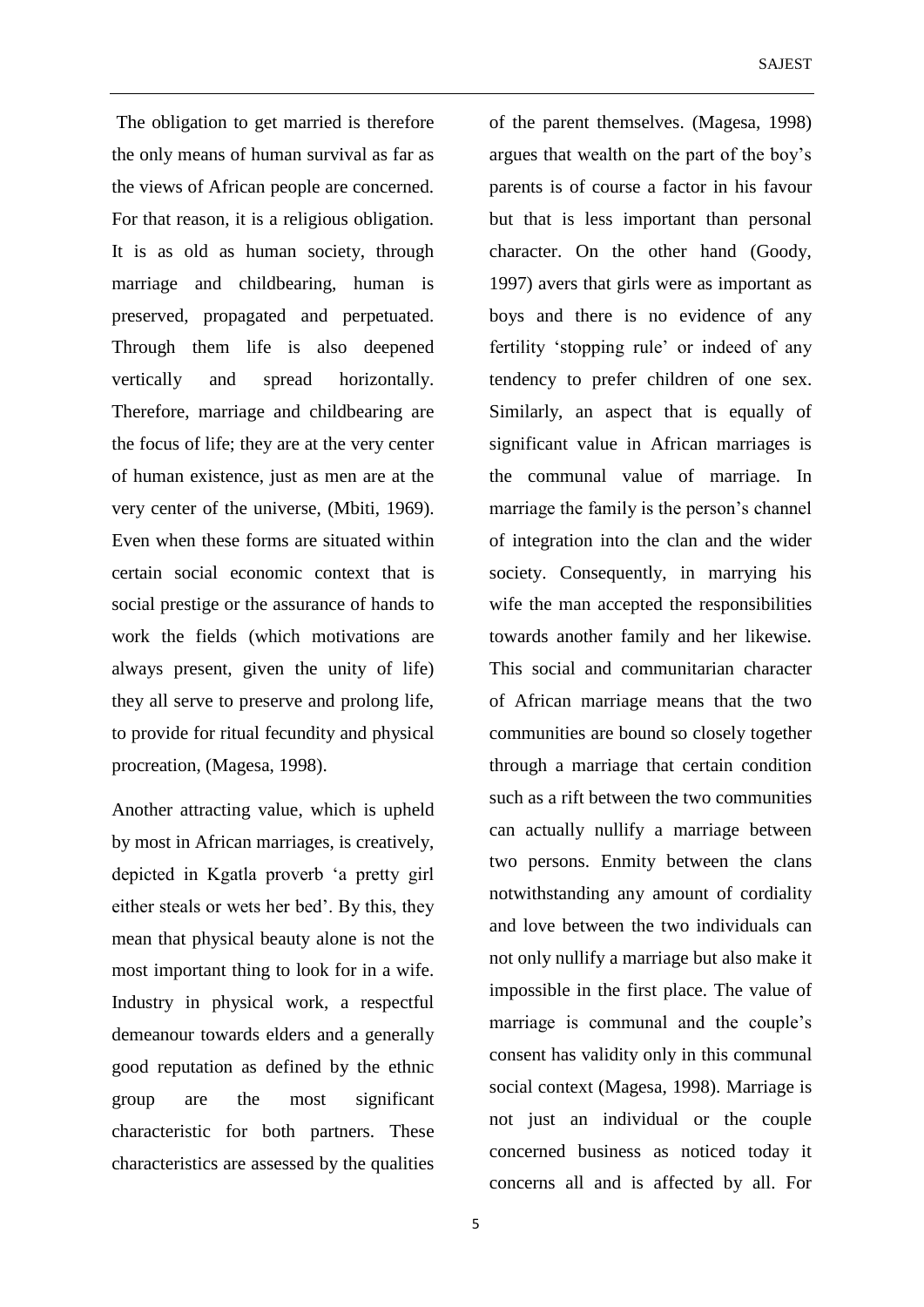The obligation to get married is therefore the only means of human survival as far as the views of African people are concerned. For that reason, it is a religious obligation. It is as old as human society, through marriage and childbearing, human is preserved, propagated and perpetuated. Through them life is also deepened vertically and spread horizontally. Therefore, marriage and childbearing are the focus of life; they are at the very center of human existence, just as men are at the very center of the universe, (Mbiti, 1969). Even when these forms are situated within certain social economic context that is social prestige or the assurance of hands to work the fields (which motivations are always present, given the unity of life) they all serve to preserve and prolong life, to provide for ritual fecundity and physical procreation, (Magesa, 1998).

Another attracting value, which is upheld by most in African marriages, is creatively, depicted in Kgatla proverb 'a pretty girl either steals or wets her bed'. By this, they mean that physical beauty alone is not the most important thing to look for in a wife. Industry in physical work, a respectful demeanour towards elders and a generally good reputation as defined by the ethnic group are the most significant characteristic for both partners. These characteristics are assessed by the qualities of the parent themselves. (Magesa, 1998) argues that wealth on the part of the boy's parents is of course a factor in his favour but that is less important than personal character. On the other hand (Goody, 1997) avers that girls were as important as boys and there is no evidence of any fertility 'stopping rule' or indeed of any tendency to prefer children of one sex. Similarly, an aspect that is equally of significant value in African marriages is the communal value of marriage. In marriage the family is the person's channel of integration into the clan and the wider society. Consequently, in marrying his wife the man accepted the responsibilities towards another family and her likewise. This social and communitarian character of African marriage means that the two communities are bound so closely together through a marriage that certain condition such as a rift between the two communities can actually nullify a marriage between two persons. Enmity between the clans notwithstanding any amount of cordiality and love between the two individuals can not only nullify a marriage but also make it impossible in the first place. The value of marriage is communal and the couple's consent has validity only in this communal social context (Magesa, 1998). Marriage is not just an individual or the couple concerned business as noticed today it concerns all and is affected by all. For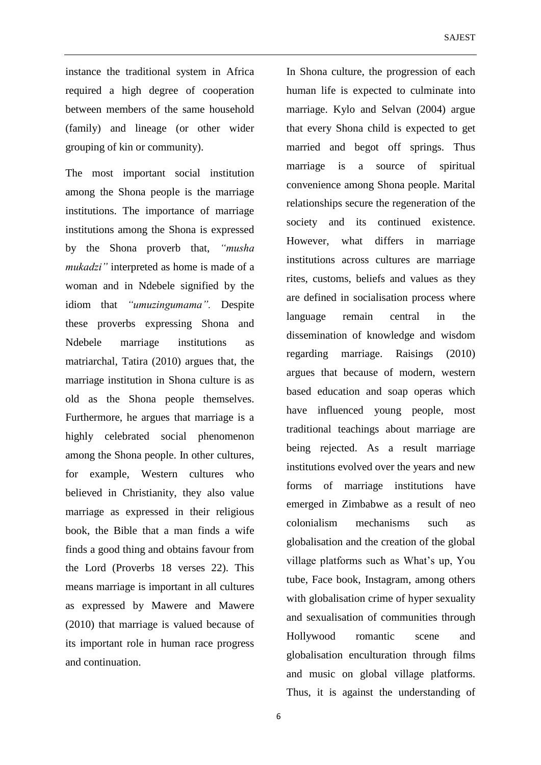instance the traditional system in Africa required a high degree of cooperation between members of the same household (family) and lineage (or other wider grouping of kin or community).

The most important social institution among the Shona people is the marriage institutions. The importance of marriage institutions among the Shona is expressed by the Shona proverb that, *"musha mukadzi"* interpreted as home is made of a woman and in Ndebele signified by the idiom that *"umuzingumama".* Despite these proverbs expressing Shona and Ndebele marriage institutions as matriarchal, Tatira (2010) argues that, the marriage institution in Shona culture is as old as the Shona people themselves. Furthermore, he argues that marriage is a highly celebrated social phenomenon among the Shona people. In other cultures, for example, Western cultures who believed in Christianity, they also value marriage as expressed in their religious book, the Bible that a man finds a wife finds a good thing and obtains favour from the Lord (Proverbs 18 verses 22). This means marriage is important in all cultures as expressed by Mawere and Mawere (2010) that marriage is valued because of its important role in human race progress and continuation.

In Shona culture, the progression of each human life is expected to culminate into marriage. Kylo and Selvan (2004) argue that every Shona child is expected to get married and begot off springs. Thus marriage is a source of spiritual convenience among Shona people. Marital relationships secure the regeneration of the society and its continued existence. However, what differs in marriage institutions across cultures are marriage rites, customs, beliefs and values as they are defined in socialisation process where language remain central in the dissemination of knowledge and wisdom regarding marriage. Raisings (2010) argues that because of modern, western based education and soap operas which have influenced young people, most traditional teachings about marriage are being rejected. As a result marriage institutions evolved over the years and new forms of marriage institutions have emerged in Zimbabwe as a result of neo colonialism mechanisms such as globalisation and the creation of the global village platforms such as What's up, You tube, Face book, Instagram, among others with globalisation crime of hyper sexuality and sexualisation of communities through Hollywood romantic scene and globalisation enculturation through films and music on global village platforms. Thus, it is against the understanding of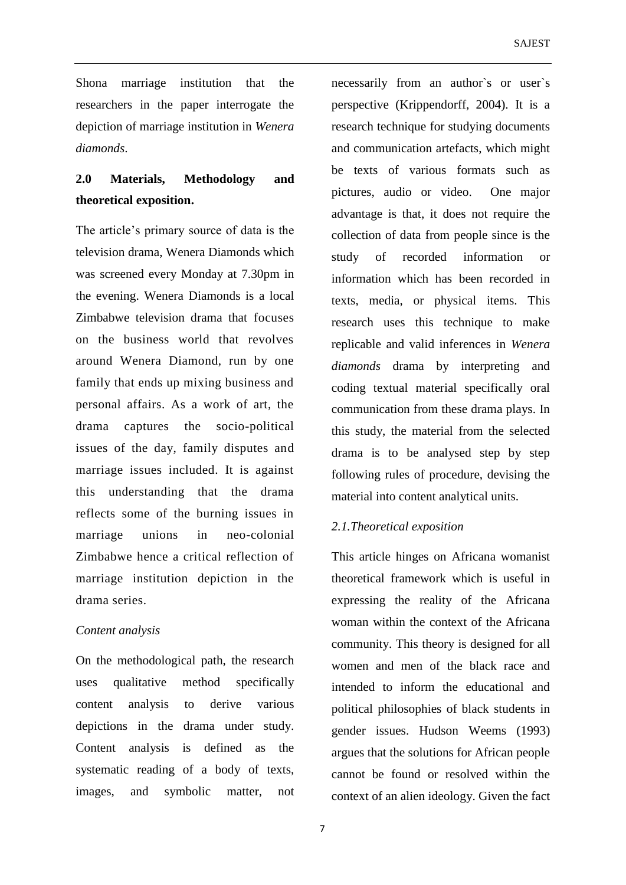Shona marriage institution that the researchers in the paper interrogate the depiction of marriage institution in *Wenera diamonds*.

## 2.0 Materials, Methodology and theoretical exposition.

The article's primary source of data is the television drama, Wenera Diamonds which was screened every Monday at 7.30pm in the evening. Wenera Diamonds is a local Zimbabwe television drama that focuses on the business world that revolves around Wenera Diamond, run by one family that ends up mixing business and personal affairs. As a work of art, the drama captures the socio-political issues of the day, family disputes and marriage issues included. It is against this understanding that the drama reflects some of the burning issues in marriage unions in neo-colonial Zimbabwe hence a critical reflection of marriage institution depiction in the drama series.

*Content analysis*

On the methodological path, the research uses qualitative method specifically content analysis to derive various depictions in the drama under study. Content analysis is defined as the systematic reading of a body of texts, images, and symbolic matter, not necessarily from an author`s or user`s perspective (Krippendorff, 2004). It is a research technique for studying documents and communication artefacts, which might be texts of various formats such as pictures, audio or video. One major advantage is that, it does not require the collection of data from people since is the study of recorded information or information which has been recorded in texts, media, or physical items. This research uses this technique to make replicable and valid inferences in *Wenera diamonds* drama by interpreting and coding textual material specifically oral communication from these drama plays. In this study, the material from the selected drama is to be analysed step by step following rules of procedure, devising the material into content analytical units.

### *2.1.Theoretical exposition*

This article hinges on Africana womanist theoretical framework which is useful in expressing the reality of the Africana woman within the context of the Africana community. This theory is designed for all women and men of the black race and intended to inform the educational and political philosophies of black students in gender issues. Hudson Weems (1993) argues that the solutions for African people cannot be found or resolved within the context of an alien ideology. Given the fact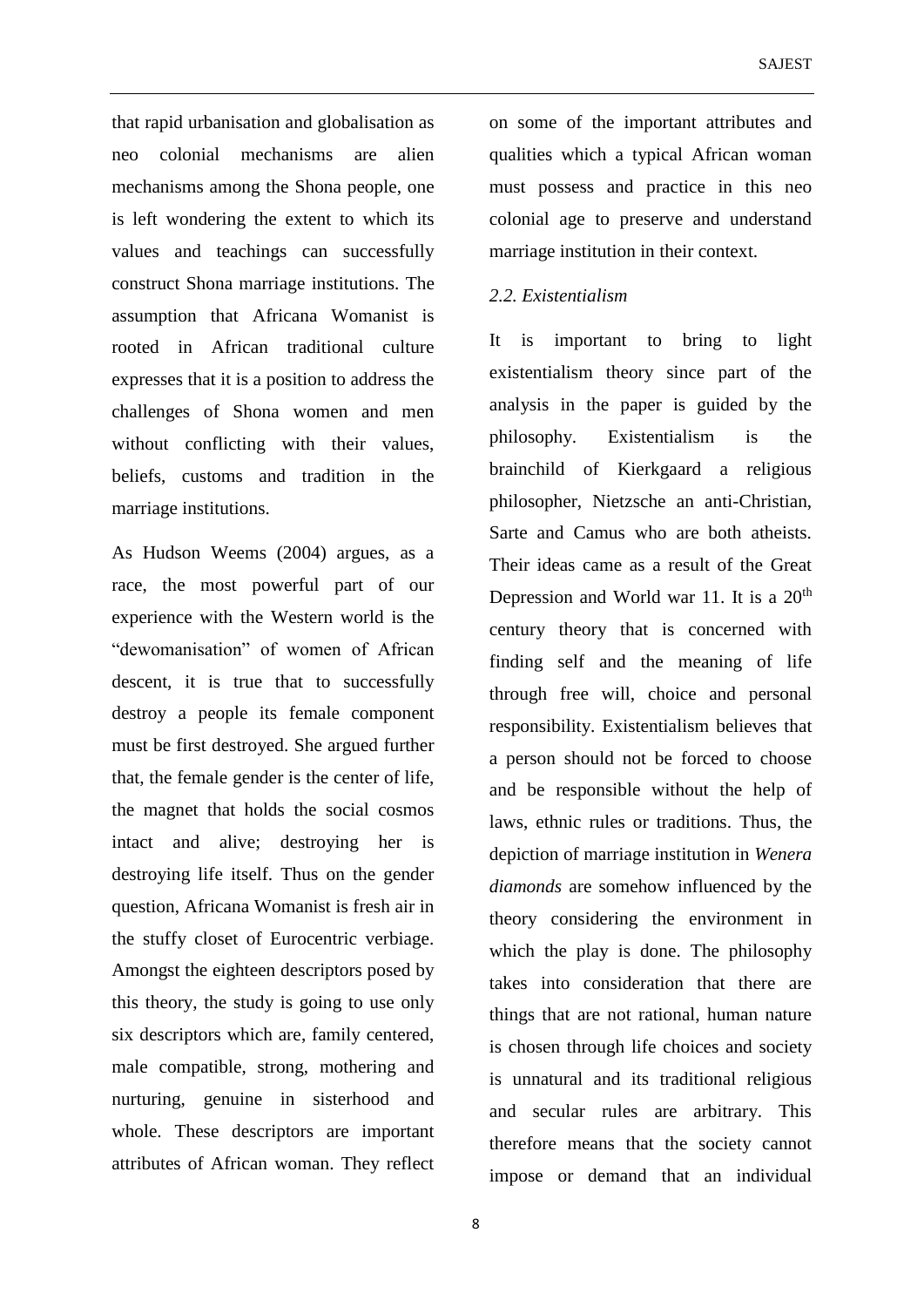that rapid urbanisation and globalisation as neo colonial mechanisms are alien mechanisms among the Shona people, one is left wondering the extent to which its values and teachings can successfully construct Shona marriage institutions. The assumption that Africana Womanist is rooted in African traditional culture expresses that it is a position to address the challenges of Shona women and men without conflicting with their values, beliefs, customs and tradition in the marriage institutions.

As Hudson Weems (2004) argues, as a race, the most powerful part of our experience with the Western world is the "dewomanisation" of women of African descent, it is true that to successfully destroy a people its female component must be first destroyed. She argued further that, the female gender is the center of life, the magnet that holds the social cosmos intact and alive; destroying her is destroying life itself. Thus on the gender question, Africana Womanist is fresh air in the stuffy closet of Eurocentric verbiage. Amongst the eighteen descriptors posed by this theory, the study is going to use only six descriptors which are, family centered, male compatible, strong, mothering and nurturing, genuine in sisterhood and whole. These descriptors are important attributes of African woman. They reflect on some of the important attributes and qualities which a typical African woman must possess and practice in this neo colonial age to preserve and understand marriage institution in their context.

### *2.2. Existentialism*

It is important to bring to light existentialism theory since part of the analysis in the paper is guided by the philosophy. Existentialism is the brainchild of Kierkgaard a religious philosopher, Nietzsche an anti-Christian, Sarte and Camus who are both atheists. Their ideas came as a result of the Great Depression and World war 11. It is a 20th century theory that is concerned with finding self and the meaning of life through free will, choice and personal responsibility. Existentialism believes that a person should not be forced to choose and be responsible without the help of laws, ethnic rules or traditions. Thus, the depiction of marriage institution in *Wenera diamonds* are somehow influenced by the theory considering the environment in which the play is done. The philosophy takes into consideration that there are things that are not rational, human nature is chosen through life choices and society is unnatural and its traditional religious and secular rules are arbitrary. This therefore means that the society cannot impose or demand that an individual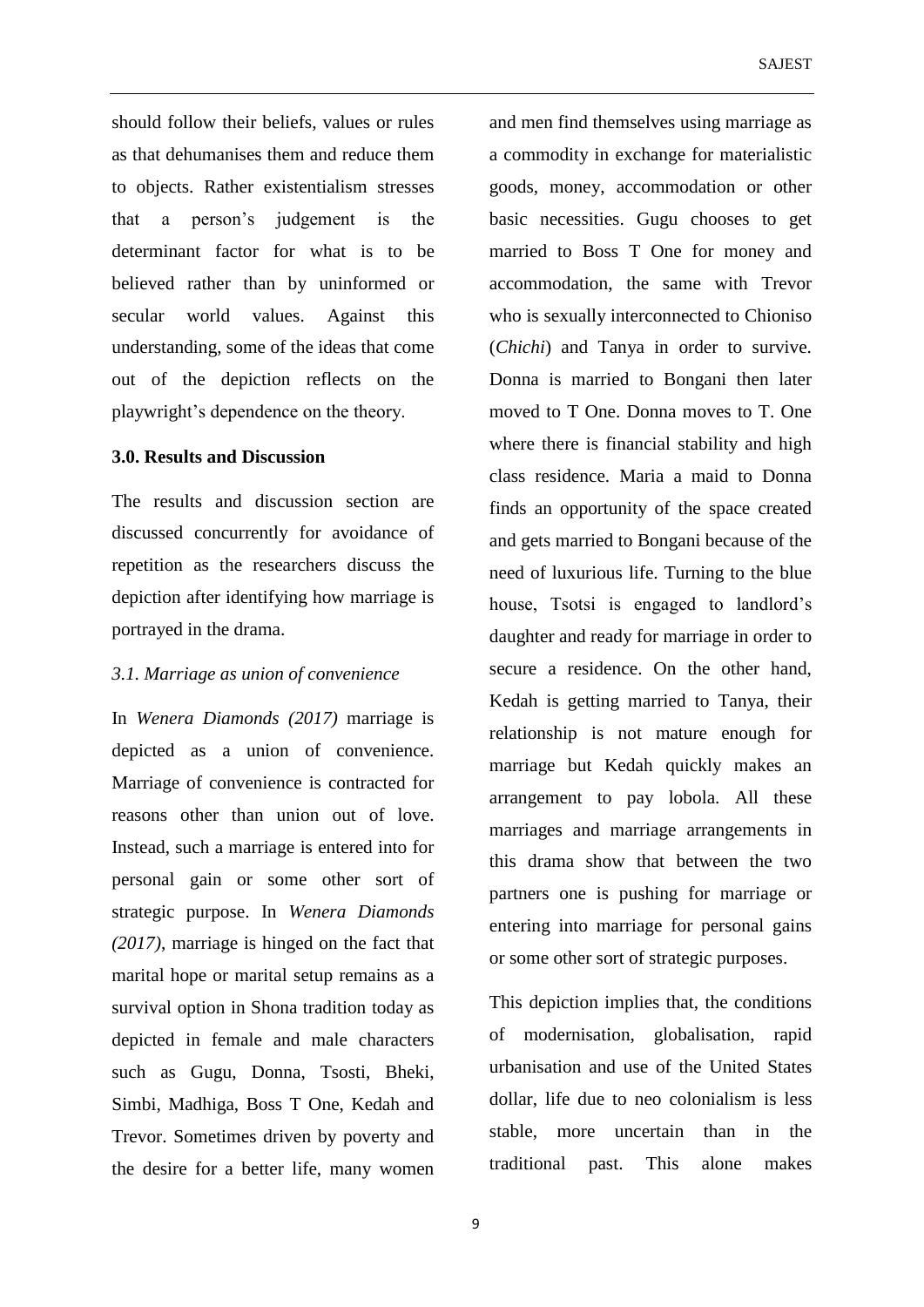should follow their beliefs, values or rules as that dehumanises them and reduce them to objects. Rather existentialism stresses that a person's judgement is the determinant factor for what is to be believed rather than by uninformed or secular world values. Against this understanding, some of the ideas that come out of the depiction reflects on the playwright's dependence on the theory.

## 3.0. Results and Discussion

The results and discussion section are discussed concurrently for avoidance of repetition as the researchers discuss the depiction after identifying how marriage is portrayed in the drama.

### *3.1. Marriage as union of convenience*

In *Wenera Diamonds (2017)* marriage is depicted as a union of convenience. Marriage of convenience is contracted for reasons other than union out of love. Instead, such a marriage is entered into for personal gain or some other sort of strategic purpose. In *Wenera Diamonds (2017)*, marriage is hinged on the fact that marital hope or marital setup remains as a survival option in Shona tradition today as depicted in female and male characters such as Gugu, Donna, Tsosti, Bheki, Simbi, Madhiga, Boss T One, Kedah and Trevor. Sometimes driven by poverty and the desire for a better life, many women and men find themselves using marriage as a commodity in exchange for materialistic goods, money, accommodation or other basic necessities. Gugu chooses to get married to Boss T One for money and accommodation, the same with Trevor who is sexually interconnected to Chioniso (*Chichi*) and Tanya in order to survive. Donna is married to Bongani then later moved to T One. Donna moves to T. One where there is financial stability and high class residence. Maria a maid to Donna finds an opportunity of the space created and gets married to Bongani because of the need of luxurious life. Turning to the blue house, Tsotsi is engaged to landlord's daughter and ready for marriage in order to secure a residence. On the other hand, Kedah is getting married to Tanya, their relationship is not mature enough for marriage but Kedah quickly makes an arrangement to pay lobola. All these marriages and marriage arrangements in this drama show that between the two partners one is pushing for marriage or entering into marriage for personal gains or some other sort of strategic purposes.

This depiction implies that, the conditions of modernisation, globalisation, rapid urbanisation and use of the United States dollar, life due to neo colonialism is less stable, more uncertain than in the traditional past. This alone makes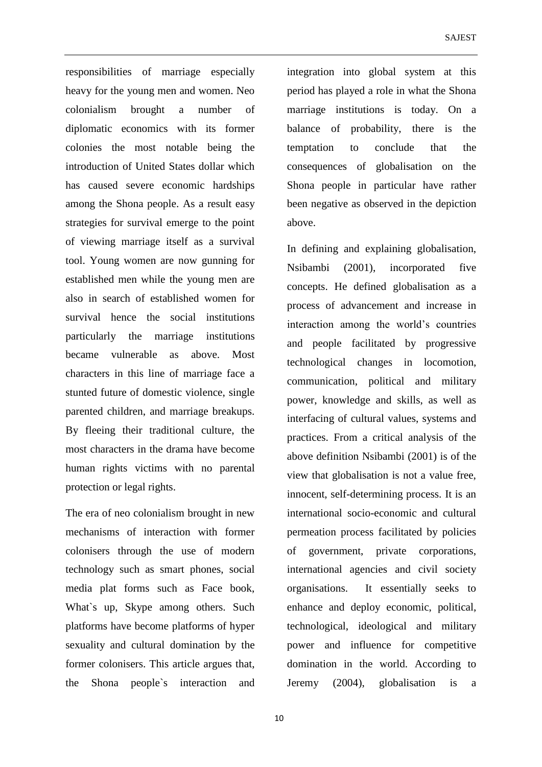responsibilities of marriage especially heavy for the young men and women. Neo colonialism brought a number of diplomatic economics with its former colonies the most notable being the introduction of United States dollar which has caused severe economic hardships among the Shona people. As a result easy strategies for survival emerge to the point of viewing marriage itself as a survival tool. Young women are now gunning for established men while the young men are also in search of established women for survival hence the social institutions particularly the marriage institutions became vulnerable as above. Most characters in this line of marriage face a stunted future of domestic violence, single parented children, and marriage breakups. By fleeing their traditional culture, the most characters in the drama have become human rights victims with no parental protection or legal rights.

The era of neo colonialism brought in new mechanisms of interaction with former colonisers through the use of modern technology such as smart phones, social media plat forms such as Face book, What`s up, Skype among others. Such platforms have become platforms of hyper sexuality and cultural domination by the former colonisers. This article argues that, the Shona people`s interaction and integration into global system at this period has played a role in what the Shona marriage institutions is today. On a balance of probability, there is the temptation to conclude that the consequences of globalisation on the Shona people in particular have rather been negative as observed in the depiction above.

In defining and explaining globalisation, Nsibambi (2001), incorporated five concepts. He defined globalisation as a process of advancement and increase in interaction among the world's countries and people facilitated by progressive technological changes in locomotion, communication, political and military power, knowledge and skills, as well as interfacing of cultural values, systems and practices. From a critical analysis of the above definition Nsibambi (2001) is of the view that globalisation is not a value free, innocent, self-determining process. It is an international socio-economic and cultural permeation process facilitated by policies of government, private corporations, international agencies and civil society organisations. It essentially seeks to enhance and deploy economic, political, technological, ideological and military power and influence for competitive domination in the world. According to Jeremy (2004), globalisation is a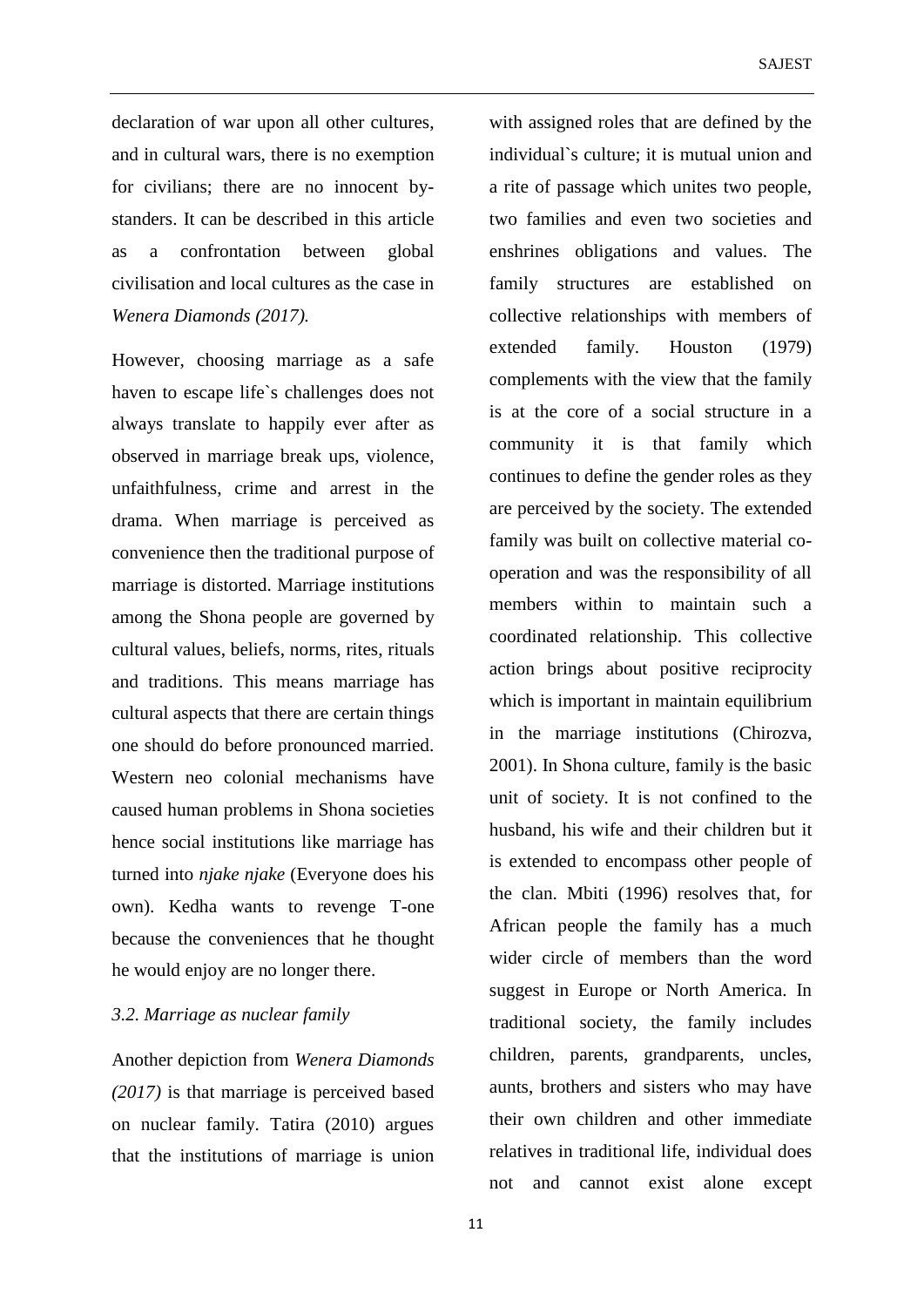declaration of war upon all other cultures, and in cultural wars, there is no exemption for civilians; there are no innocent by-standers. It can be described in this article as a confrontation between global civilisation and local cultures as the case in *Wenera Diamonds (2017).*

However, choosing marriage as a safe haven to escape life`s challenges does not always translate to happily ever after as observed in marriage break ups, violence, unfaithfulness, crime and arrest in the drama. When marriage is perceived as convenience then the traditional purpose of marriage is distorted. Marriage institutions among the Shona people are governed by cultural values, beliefs, norms, rites, rituals and traditions. This means marriage has cultural aspects that there are certain things one should do before pronounced married. Western neo colonial mechanisms have caused human problems in Shona societies hence social institutions like marriage has turned into *njake njake* (Everyone does his own). Kedha wants to revenge T-one because the conveniences that he thought he would enjoy are no longer there.

### *3.2. Marriage as nuclear family*

Another depiction from *Wenera Diamonds (2017)* is that marriage is perceived based on nuclear family. Tatira (2010) argues that the institutions of marriage is union with assigned roles that are defined by the individual`s culture; it is mutual union and a rite of passage which unites two people, two families and even two societies and enshrines obligations and values. The family structures are established on collective relationships with members of extended family. Houston (1979) complements with the view that the family is at the core of a social structure in a community it is that family which continues to define the gender roles as they are perceived by the society. The extended family was built on collective material co-operation and was the responsibility of all members within to maintain such a coordinated relationship. This collective action brings about positive reciprocity which is important in maintain equilibrium in the marriage institutions (Chirozva, 2001). In Shona culture, family is the basic unit of society. It is not confined to the husband, his wife and their children but it is extended to encompass other people of the clan. Mbiti (1996) resolves that, for African people the family has a much wider circle of members than the word suggest in Europe or North America. In traditional society, the family includes children, parents, grandparents, uncles, aunts, brothers and sisters who may have their own children and other immediate relatives in traditional life, individual does not and cannot exist alone except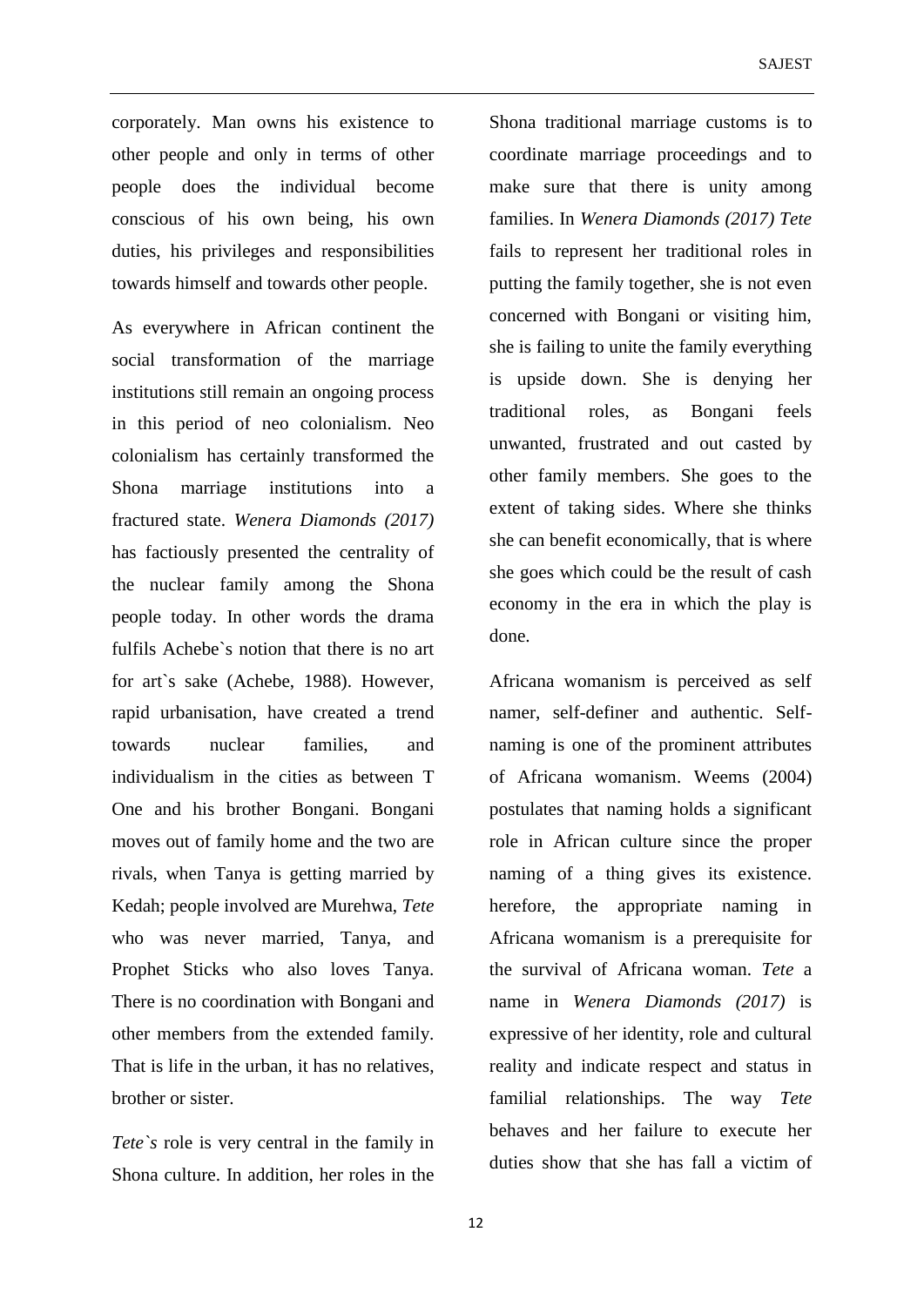corporately. Man owns his existence to other people and only in terms of other people does the individual become conscious of his own being, his own duties, his privileges and responsibilities towards himself and towards other people.

As everywhere in African continent the social transformation of the marriage institutions still remain an ongoing process in this period of neo colonialism. Neo colonialism has certainly transformed the Shona marriage institutions into a fractured state. *Wenera Diamonds (2017)* has factiously presented the centrality of the nuclear family among the Shona people today. In other words the drama fulfils Achebe`s notion that there is no art for art`s sake (Achebe, 1988). However, rapid urbanisation, have created a trend towards nuclear families, and individualism in the cities as between T One and his brother Bongani. Bongani moves out of family home and the two are rivals, when Tanya is getting married by Kedah; people involved are Murehwa, *Tete* who was never married, Tanya, and Prophet Sticks who also loves Tanya. There is no coordination with Bongani and other members from the extended family. That is life in the urban, it has no relatives, brother or sister.

*Tete`s* role is very central in the family in Shona culture. In addition, her roles in the Shona traditional marriage customs is to coordinate marriage proceedings and to make sure that there is unity among families. In *Wenera Diamonds (2017) Tete* fails to represent her traditional roles in putting the family together, she is not even concerned with Bongani or visiting him, she is failing to unite the family everything is upside down. She is denying her traditional roles, as Bongani feels unwanted, frustrated and out casted by other family members. She goes to the extent of taking sides. Where she thinks she can benefit economically, that is where she goes which could be the result of cash economy in the era in which the play is done.

Africana womanism is perceived as self namer, self-definer and authentic. Self-naming is one of the prominent attributes of Africana womanism. Weems (2004) postulates that naming holds a significant role in African culture since the proper naming of a thing gives its existence. herefore, the appropriate naming in Africana womanism is a prerequisite for the survival of Africana woman. *Tete* a name in *Wenera Diamonds (2017)* is expressive of her identity, role and cultural reality and indicate respect and status in familial relationships. The way *Tete* behaves and her failure to execute her duties show that she has fall a victim of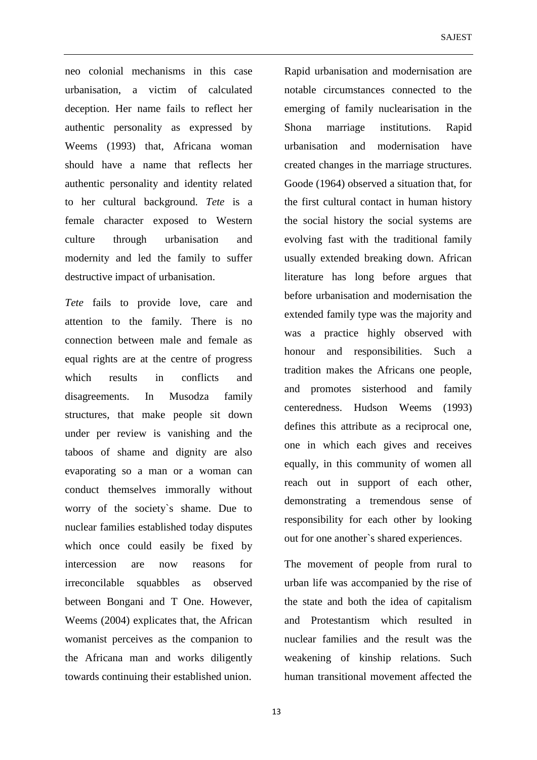neo colonial mechanisms in this case urbanisation, a victim of calculated deception. Her name fails to reflect her authentic personality as expressed by Weems (1993) that, Africana woman should have a name that reflects her authentic personality and identity related to her cultural background. *Tete* is a female character exposed to Western culture through urbanisation and modernity and led the family to suffer destructive impact of urbanisation.

*Tete* fails to provide love, care and attention to the family. There is no connection between male and female as equal rights are at the centre of progress which results in conflicts and disagreements. In Musodza family structures, that make people sit down under per review is vanishing and the taboos of shame and dignity are also evaporating so a man or a woman can conduct themselves immorally without worry of the society`s shame. Due to nuclear families established today disputes which once could easily be fixed by intercession are now reasons for irreconcilable squabbles as observed between Bongani and T One. However, Weems (2004) explicates that, the African womanist perceives as the companion to the Africana man and works diligently towards continuing their established union.

Rapid urbanisation and modernisation are notable circumstances connected to the emerging of family nuclearisation in the Shona marriage institutions. Rapid urbanisation and modernisation have created changes in the marriage structures. Goode (1964) observed a situation that, for the first cultural contact in human history the social history the social systems are evolving fast with the traditional family usually extended breaking down. African literature has long before argues that before urbanisation and modernisation the extended family type was the majority and was a practice highly observed with honour and responsibilities. Such a tradition makes the Africans one people, and promotes sisterhood and family centeredness. Hudson Weems (1993) defines this attribute as a reciprocal one, one in which each gives and receives equally, in this community of women all reach out in support of each other, demonstrating a tremendous sense of responsibility for each other by looking out for one another`s shared experiences.

The movement of people from rural to urban life was accompanied by the rise of the state and both the idea of capitalism and Protestantism which resulted in nuclear families and the result was the weakening of kinship relations. Such human transitional movement affected the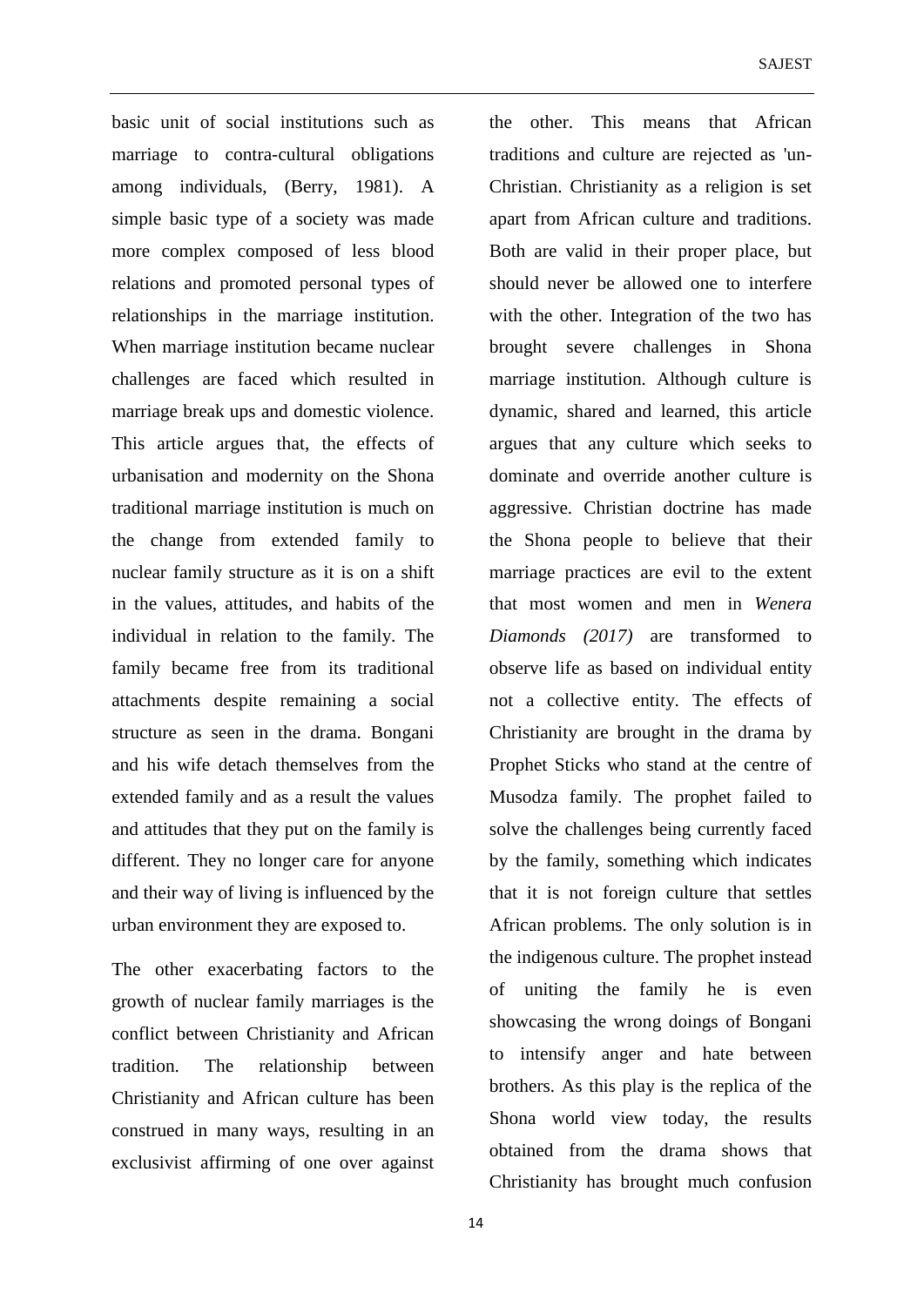basic unit of social institutions such as marriage to contra-cultural obligations among individuals, (Berry, 1981). A simple basic type of a society was made more complex composed of less blood relations and promoted personal types of relationships in the marriage institution. When marriage institution became nuclear challenges are faced which resulted in marriage break ups and domestic violence. This article argues that, the effects of urbanisation and modernity on the Shona traditional marriage institution is much on the change from extended family to nuclear family structure as it is on a shift in the values, attitudes, and habits of the individual in relation to the family. The family became free from its traditional attachments despite remaining a social structure as seen in the drama. Bongani and his wife detach themselves from the extended family and as a result the values and attitudes that they put on the family is different. They no longer care for anyone and their way of living is influenced by the urban environment they are exposed to.

The other exacerbating factors to the growth of nuclear family marriages is the conflict between Christianity and African tradition. The relationship between Christianity and African culture has been construed in many ways, resulting in an exclusivist affirming of one over against the other. This means that African traditions and culture are rejected as 'un-Christian. Christianity as a religion is set apart from African culture and traditions. Both are valid in their proper place, but should never be allowed one to interfere with the other. Integration of the two has brought severe challenges in Shona marriage institution. Although culture is dynamic, shared and learned, this article argues that any culture which seeks to dominate and override another culture is aggressive. Christian doctrine has made the Shona people to believe that their marriage practices are evil to the extent that most women and men in *Wenera Diamonds (2017)* are transformed to observe life as based on individual entity not a collective entity. The effects of Christianity are brought in the drama by Prophet Sticks who stand at the centre of Musodza family. The prophet failed to solve the challenges being currently faced by the family, something which indicates that it is not foreign culture that settles African problems. The only solution is in the indigenous culture. The prophet instead of uniting the family he is even showcasing the wrong doings of Bongani to intensify anger and hate between brothers. As this play is the replica of the Shona world view today, the results obtained from the drama shows that Christianity has brought much confusion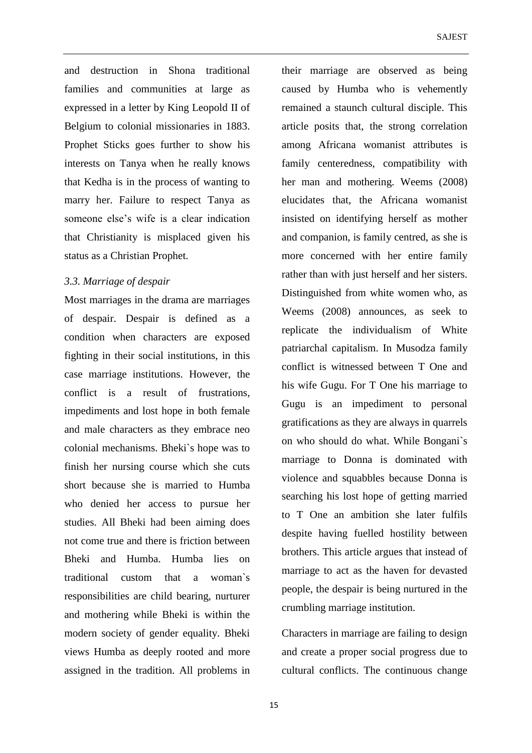and destruction in Shona traditional families and communities at large as expressed in a letter by King Leopold II of Belgium to colonial missionaries in 1883. Prophet Sticks goes further to show his interests on Tanya when he really knows that Kedha is in the process of wanting to marry her. Failure to respect Tanya as someone else's wife is a clear indication that Christianity is misplaced given his status as a Christian Prophet.

### *3.3. Marriage of despair*

Most marriages in the drama are marriages of despair. Despair is defined as a condition when characters are exposed fighting in their social institutions, in this case marriage institutions. However, the conflict is a result of frustrations, impediments and lost hope in both female and male characters as they embrace neo colonial mechanisms. Bheki`s hope was to finish her nursing course which she cuts short because she is married to Humba who denied her access to pursue her studies. All Bheki had been aiming does not come true and there is friction between Bheki and Humba. Humba lies on traditional custom that a woman`s responsibilities are child bearing, nurturer and mothering while Bheki is within the modern society of gender equality. Bheki views Humba as deeply rooted and more assigned in the tradition. All problems in their marriage are observed as being caused by Humba who is vehemently remained a staunch cultural disciple. This article posits that, the strong correlation among Africana womanist attributes is family centeredness, compatibility with her man and mothering. Weems (2008) elucidates that, the Africana womanist insisted on identifying herself as mother and companion, is family centred, as she is more concerned with her entire family rather than with just herself and her sisters. Distinguished from white women who, as Weems (2008) announces, as seek to replicate the individualism of White patriarchal capitalism. In Musodza family conflict is witnessed between T One and his wife Gugu. For T One his marriage to Gugu is an impediment to personal gratifications as they are always in quarrels on who should do what. While Bongani`s marriage to Donna is dominated with violence and squabbles because Donna is searching his lost hope of getting married to T One an ambition she later fulfils despite having fuelled hostility between brothers. This article argues that instead of marriage to act as the haven for devasted people, the despair is being nurtured in the crumbling marriage institution.

Characters in marriage are failing to design and create a proper social progress due to cultural conflicts. The continuous change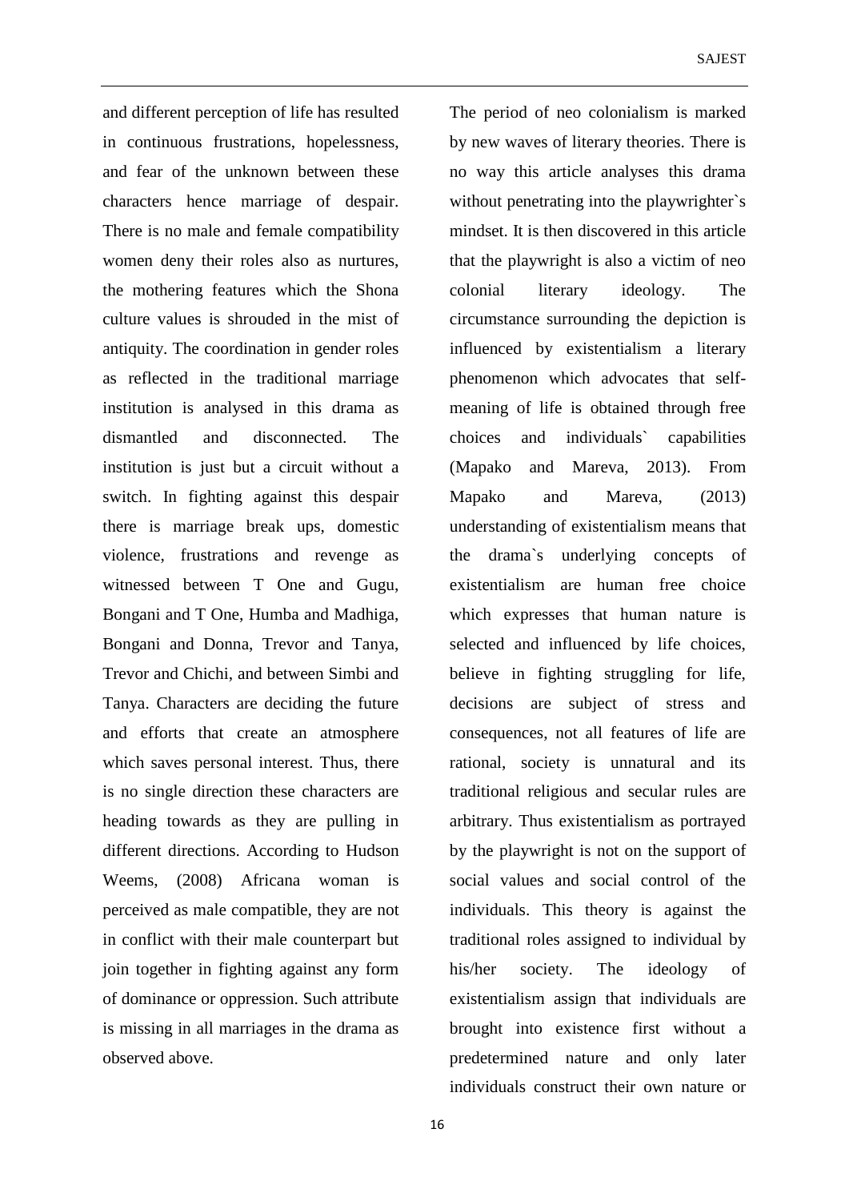and different perception of life has resulted in continuous frustrations, hopelessness, and fear of the unknown between these characters hence marriage of despair. There is no male and female compatibility women deny their roles also as nurtures, the mothering features which the Shona culture values is shrouded in the mist of antiquity. The coordination in gender roles as reflected in the traditional marriage institution is analysed in this drama as dismantled and disconnected. The institution is just but a circuit without a switch. In fighting against this despair there is marriage break ups, domestic violence, frustrations and revenge as witnessed between T One and Gugu, Bongani and T One, Humba and Madhiga, Bongani and Donna, Trevor and Tanya, Trevor and Chichi, and between Simbi and Tanya. Characters are deciding the future and efforts that create an atmosphere which saves personal interest. Thus, there is no single direction these characters are heading towards as they are pulling in different directions. According to Hudson Weems, (2008) Africana woman is perceived as male compatible, they are not in conflict with their male counterpart but join together in fighting against any form of dominance or oppression. Such attribute is missing in all marriages in the drama as observed above.

The period of neo colonialism is marked by new waves of literary theories. There is no way this article analyses this drama without penetrating into the playwrighter`s mindset. It is then discovered in this article that the playwright is also a victim of neo colonial literary ideology. The circumstance surrounding the depiction is influenced by existentialism a literary phenomenon which advocates that self-meaning of life is obtained through free choices and individuals` capabilities (Mapako and Mareva, 2013). From Mapako and Mareva, (2013) understanding of existentialism means that the drama`s underlying concepts of existentialism are human free choice which expresses that human nature is selected and influenced by life choices, believe in fighting struggling for life, decisions are subject of stress and consequences, not all features of life are rational, society is unnatural and its traditional religious and secular rules are arbitrary. Thus existentialism as portrayed by the playwright is not on the support of social values and social control of the individuals. This theory is against the traditional roles assigned to individual by his/her society. The ideology of existentialism assign that individuals are brought into existence first without a predetermined nature and only later individuals construct their own nature or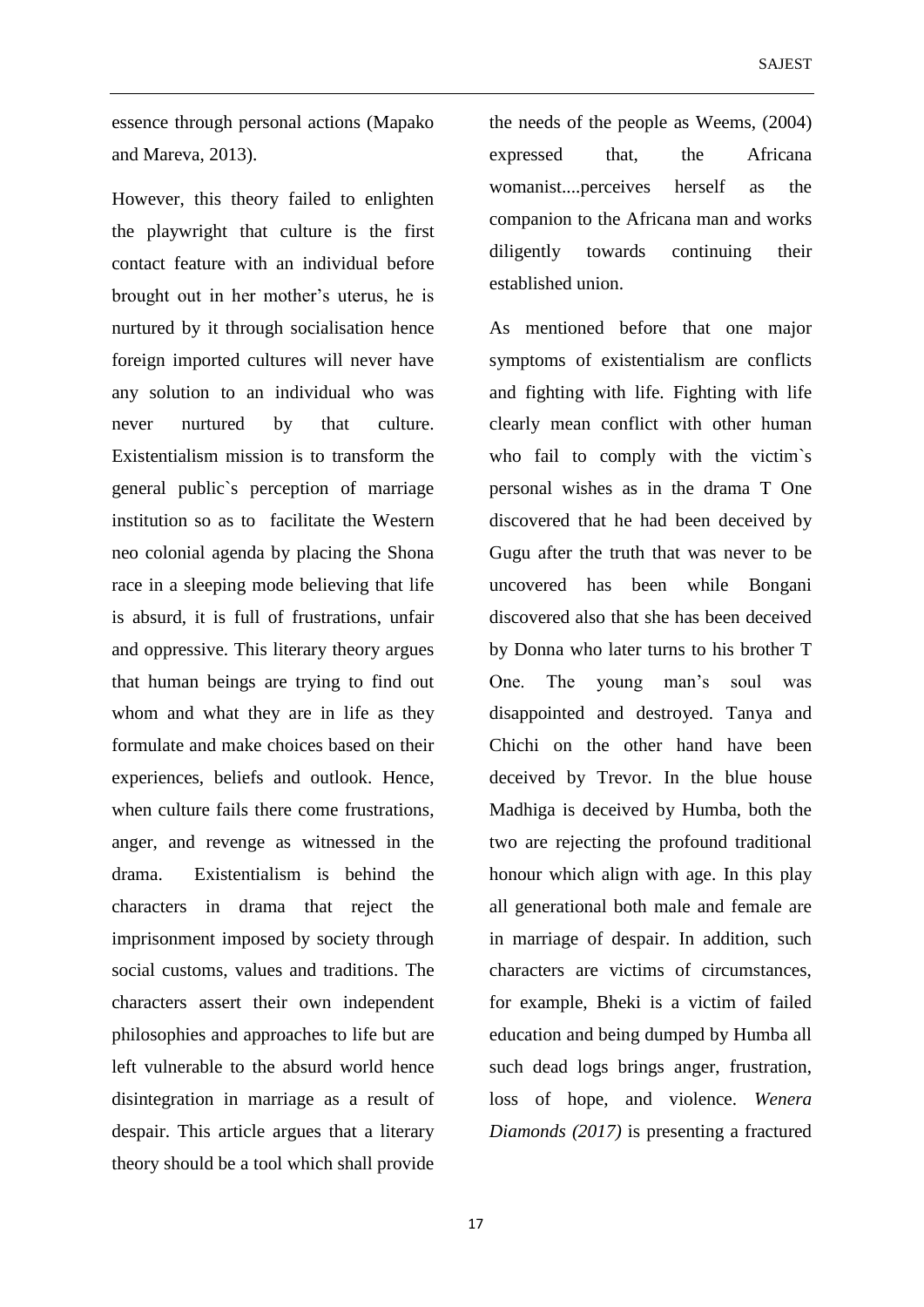essence through personal actions (Mapako and Mareva, 2013).

However, this theory failed to enlighten the playwright that culture is the first contact feature with an individual before brought out in her mother's uterus, he is nurtured by it through socialisation hence foreign imported cultures will never have any solution to an individual who was never nurtured by that culture. Existentialism mission is to transform the general public`s perception of marriage institution so as to facilitate the Western neo colonial agenda by placing the Shona race in a sleeping mode believing that life is absurd, it is full of frustrations, unfair and oppressive. This literary theory argues that human beings are trying to find out whom and what they are in life as they formulate and make choices based on their experiences, beliefs and outlook. Hence, when culture fails there come frustrations, anger, and revenge as witnessed in the drama. Existentialism is behind the characters in drama that reject the imprisonment imposed by society through social customs, values and traditions. The characters assert their own independent philosophies and approaches to life but are left vulnerable to the absurd world hence disintegration in marriage as a result of despair. This article argues that a literary theory should be a tool which shall provide the needs of the people as Weems, (2004) expressed that, the Africana womanist....perceives herself as the companion to the Africana man and works diligently towards continuing their established union.

As mentioned before that one major symptoms of existentialism are conflicts and fighting with life. Fighting with life clearly mean conflict with other human who fail to comply with the victim`s personal wishes as in the drama T One discovered that he had been deceived by Gugu after the truth that was never to be uncovered has been while Bongani discovered also that she has been deceived by Donna who later turns to his brother T One. The young man's soul was disappointed and destroyed. Tanya and Chichi on the other hand have been deceived by Trevor. In the blue house Madhiga is deceived by Humba, both the two are rejecting the profound traditional honour which align with age. In this play all generational both male and female are in marriage of despair. In addition, such characters are victims of circumstances, for example, Bheki is a victim of failed education and being dumped by Humba all such dead logs brings anger, frustration, loss of hope, and violence. *Wenera Diamonds (2017)* is presenting a fractured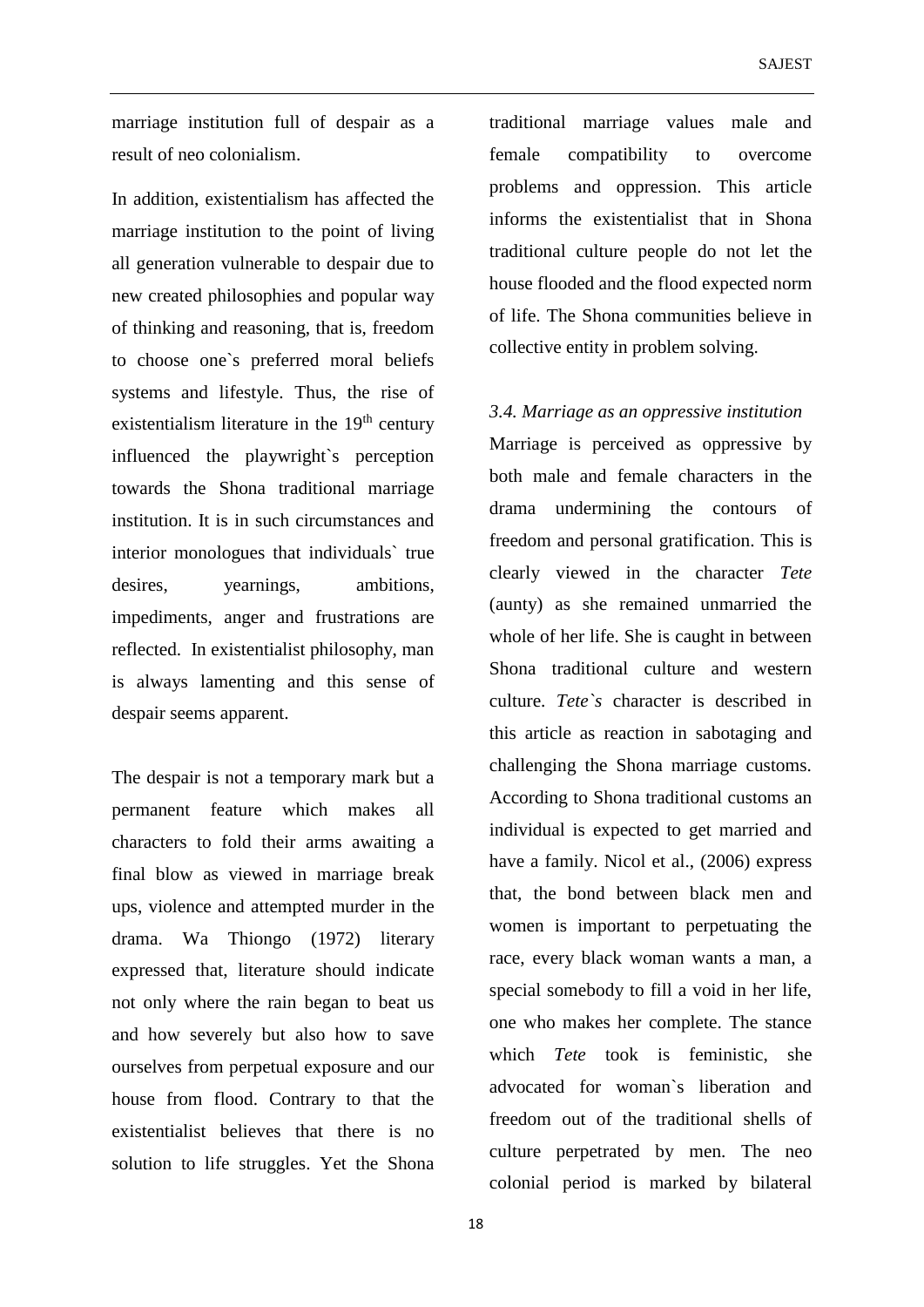marriage institution full of despair as a result of neo colonialism.

In addition, existentialism has affected the marriage institution to the point of living all generation vulnerable to despair due to new created philosophies and popular way of thinking and reasoning, that is, freedom to choose one`s preferred moral beliefs systems and lifestyle. Thus, the rise of existentialism literature in the 19th century influenced the playwright`s perception towards the Shona traditional marriage institution. It is in such circumstances and interior monologues that individuals` true desires, yearnings, ambitions, impediments, anger and frustrations are reflected. In existentialist philosophy, man is always lamenting and this sense of despair seems apparent.

The despair is not a temporary mark but a permanent feature which makes all characters to fold their arms awaiting a final blow as viewed in marriage break ups, violence and attempted murder in the drama. Wa Thiongo (1972) literary expressed that, literature should indicate not only where the rain began to beat us and how severely but also how to save ourselves from perpetual exposure and our house from flood. Contrary to that the existentialist believes that there is no solution to life struggles. Yet the Shona traditional marriage values male and female compatibility to overcome problems and oppression. This article informs the existentialist that in Shona traditional culture people do not let the house flooded and the flood expected norm of life. The Shona communities believe in collective entity in problem solving.

### *3.4. Marriage as an oppressive institution*

Marriage is perceived as oppressive by both male and female characters in the drama undermining the contours of freedom and personal gratification. This is clearly viewed in the character *Tete* (aunty) as she remained unmarried the whole of her life. She is caught in between Shona traditional culture and western culture. *Tete`s* character is described in this article as reaction in sabotaging and challenging the Shona marriage customs. According to Shona traditional customs an individual is expected to get married and have a family. Nicol et al., (2006) express that, the bond between black men and women is important to perpetuating the race, every black woman wants a man, a special somebody to fill a void in her life, one who makes her complete. The stance which *Tete* took is feministic, she advocated for woman`s liberation and freedom out of the traditional shells of culture perpetrated by men. The neo colonial period is marked by bilateral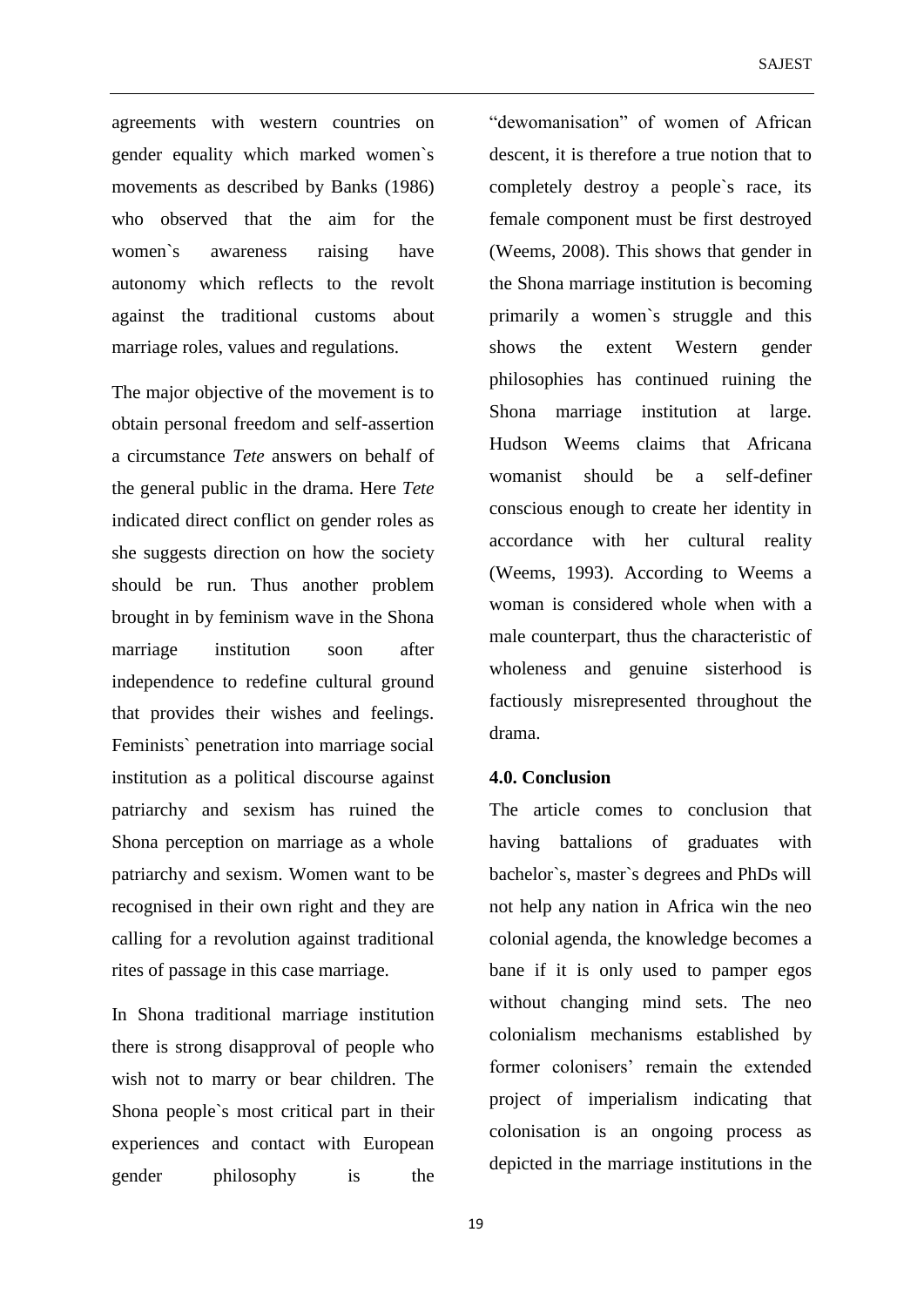agreements with western countries on gender equality which marked women`s movements as described by Banks (1986) who observed that the aim for the women`s awareness raising have autonomy which reflects to the revolt against the traditional customs about marriage roles, values and regulations.

The major objective of the movement is to obtain personal freedom and self-assertion a circumstance *Tete* answers on behalf of the general public in the drama. Here *Tete* indicated direct conflict on gender roles as she suggests direction on how the society should be run. Thus another problem brought in by feminism wave in the Shona marriage institution soon after independence to redefine cultural ground that provides their wishes and feelings. Feminists` penetration into marriage social institution as a political discourse against patriarchy and sexism has ruined the Shona perception on marriage as a whole patriarchy and sexism. Women want to be recognised in their own right and they are calling for a revolution against traditional rites of passage in this case marriage.

In Shona traditional marriage institution there is strong disapproval of people who wish not to marry or bear children. The Shona people`s most critical part in their experiences and contact with European gender philosophy is the "dewomanisation" of women of African descent, it is therefore a true notion that to completely destroy a people`s race, its female component must be first destroyed (Weems, 2008). This shows that gender in the Shona marriage institution is becoming primarily a women`s struggle and this shows the extent Western gender philosophies has continued ruining the Shona marriage institution at large. Hudson Weems claims that Africana womanist should be a self-definer conscious enough to create her identity in accordance with her cultural reality (Weems, 1993). According to Weems a woman is considered whole when with a male counterpart, thus the characteristic of wholeness and genuine sisterhood is factiously misrepresented throughout the drama.

### 4.0. Conclusion

The article comes to conclusion that having battalions of graduates with bachelor`s, master`s degrees and PhDs will not help any nation in Africa win the neo colonial agenda, the knowledge becomes a bane if it is only used to pamper egos without changing mind sets. The neo colonialism mechanisms established by former colonisers' remain the extended project of imperialism indicating that colonisation is an ongoing process as depicted in the marriage institutions in the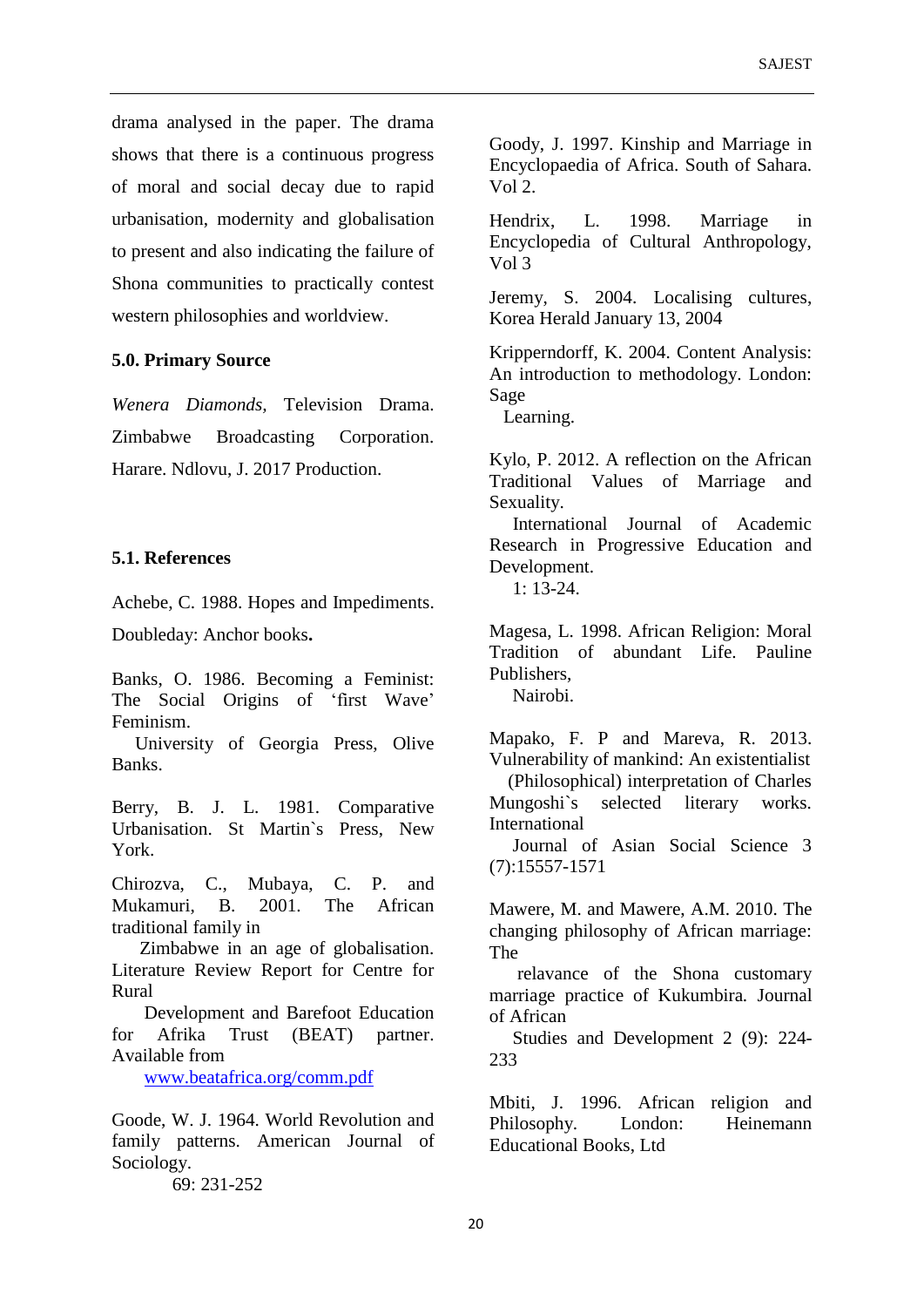drama analysed in the paper. The drama shows that there is a continuous progress of moral and social decay due to rapid urbanisation, modernity and globalisation to present and also indicating the failure of Shona communities to practically contest western philosophies and worldview.

### 5.0. Primary Source

*Wenera Diamonds,* Television Drama. Zimbabwe Broadcasting Corporation. Harare. Ndlovu, J. 2017 Production.

### 5.1. References

Achebe, C. 1988. Hopes and Impediments. Doubleday: Anchor books.

Banks, O. 1986. Becoming a Feminist: The Social Origins of 'first Wave' Feminism. University of Georgia Press, Olive Banks.

Berry, B. J. L. 1981. Comparative Urbanisation. St Martin`s Press, New York.

Chirozva, C., Mubaya, C. P. and Mukamuri, B. 2001. The African traditional family in Zimbabwe in an age of globalisation. Literature Review Report for Centre for Rural Development and Barefoot Education for Afrika Trust (BEAT) partner. Available from [www.beatafrica.org/comm.pdf](www.beatafrica.org/comm.pdf)

Goode, W. J. 1964. World Revolution and family patterns. American Journal of Sociology. 69: 231-252

Goody, J. 1997. Kinship and Marriage in Encyclopaedia of Africa. South of Sahara. Vol 2.

Hendrix, L. 1998. Marriage in Encyclopedia of Cultural Anthropology, Vol 3

Jeremy, S. 2004. Localising cultures, Korea Herald January 13, 2004

Kripperndorff, K. 2004. Content Analysis: An introduction to methodology. London: Sage Learning.

Kylo, P. 2012. A reflection on the African Traditional Values of Marriage and Sexuality. International Journal of Academic Research in Progressive Education and Development. 1: 13-24.

Magesa, L. 1998. African Religion: Moral Tradition of abundant Life. Pauline Publishers, Nairobi.

Mapako, F. P and Mareva, R. 2013. Vulnerability of mankind: An existentialist (Philosophical) interpretation of Charles Mungoshi`s selected literary works. International Journal of Asian Social Science 3 (7):15557-1571

Mawere, M. and Mawere, A.M. 2010. The changing philosophy of African marriage: The relavance of the Shona customary marriage practice of Kukumbira. Journal of African Studies and Development 2 (9): 224-233

Mbiti, J. 1996. African religion and Philosophy. London: Heinemann Educational Books, Ltd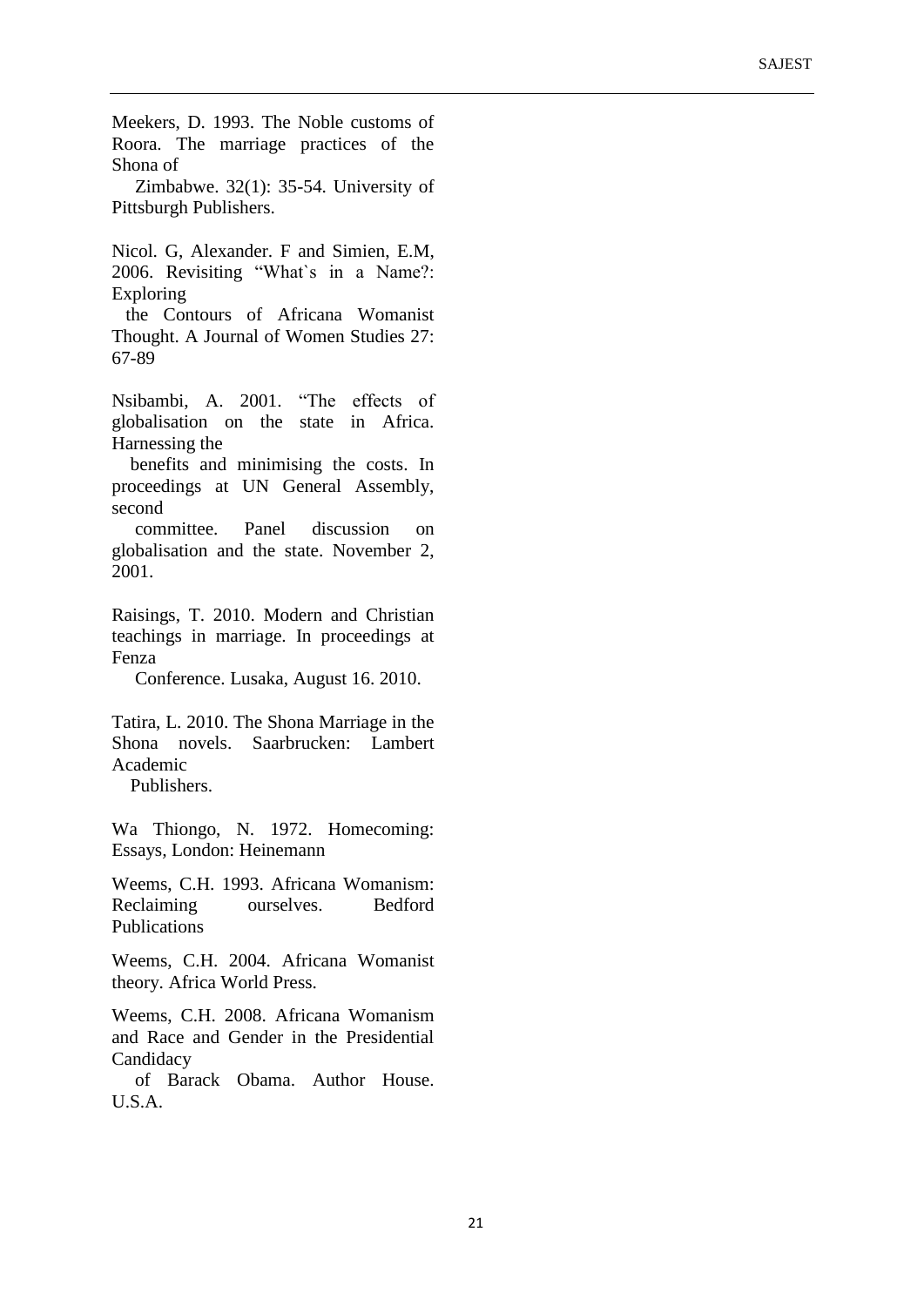Meekers, D. 1993. The Noble customs of Roora. The marriage practices of the Shona of Zimbabwe. 32(1): 35-54. University of Pittsburgh Publishers.

Nicol. G, Alexander. F and Simien, E.M, 2006. Revisiting "What`s in a Name?: Exploring the Contours of Africana Womanist Thought. A Journal of Women Studies 27: 67-89

Nsibambi, A. 2001. "The effects of globalisation on the state in Africa. Harnessing the benefits and minimising the costs. In proceedings at UN General Assembly, second committee. Panel discussion on globalisation and the state. November 2, 2001.

Raisings, T. 2010. Modern and Christian teachings in marriage. In proceedings at Fenza Conference. Lusaka, August 16. 2010.

Tatira, L. 2010. The Shona Marriage in the Shona novels. Saarbrucken: Lambert Academic Publishers.

Wa Thiongo, N. 1972. Homecoming: Essays, London: Heinemann

Weems, C.H. 1993. Africana Womanism: Reclaiming ourselves. Bedford Publications

Weems, C.H. 2004. Africana Womanist theory. Africa World Press.

Weems, C.H. 2008. Africana Womanism and Race and Gender in the Presidential Candidacy of Barack Obama. Author House. U.S.A.